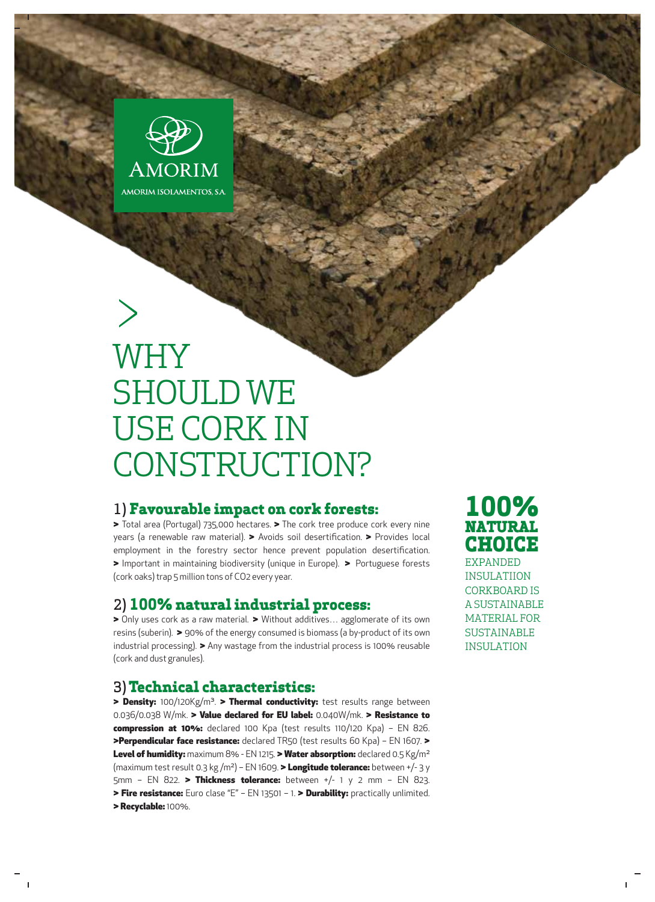AMORIM

AMORIM ISOLAMENTOS, S.A.

# WHY SHOULD WE USE CORK IN CONSTRUCTION?

## 1) Favourable impact on cork forests:

> Total area (Portugal) 735,000 hectares. > The cork tree produce cork every nine years (a renewable raw material). > Avoids soil desertification. > Provides local employment in the forestry sector hence prevent population desertification. > Important in maintaining biodiversity (unique in Europe). > Portuguese forests (cork oaks) trap 5 million tons of $CO_2$ every year.

## 2) 100% natural industrial process:

> Only uses cork as a raw material. > Without additives… agglomerate of its own resins (suberin). > 90% of the energy consumed is biomass (a by-product of its own industrial processing). > Any wastage from the industrial process is 100% reusable (cork and dust granules).

## 3) Technical characteristics:

> **Density:** 100/120Kg/m³. > **Thermal conductivity:** test results range between 0.036/0.038 W/mk. > **Value declared for EU label:** 0.040W/mk. > **Resistance to compression at 10%:** declared 100 Kpa (test results 110/120 Kpa) – EN 826. >**Perpendicular face resistance:** declared TR50 (test results 60 Kpa) – EN 1607. > **Level of humidity:** maximum 8% - EN 1215. > **Water absorption:** declared 0.5 Kg/m² (maximum test result 0.3 kg /m²) – EN 1609. > **Longitude tolerance:** between +/- 3 y 5mm – EN 822. > **Thickness tolerance:** between +/- 1 y 2 mm – EN 823. > **Fire resistance:** Euro clase "E" – EN 13501 – 1. > **Durability:** practically unlimited. > **Recyclable:** 100%.

**100% NATURAL CHOICE**

EXPANDED INSULATIION CORKBOARD IS A SUSTAINABLE MATERIAL FOR SUSTAINABLE INSULATION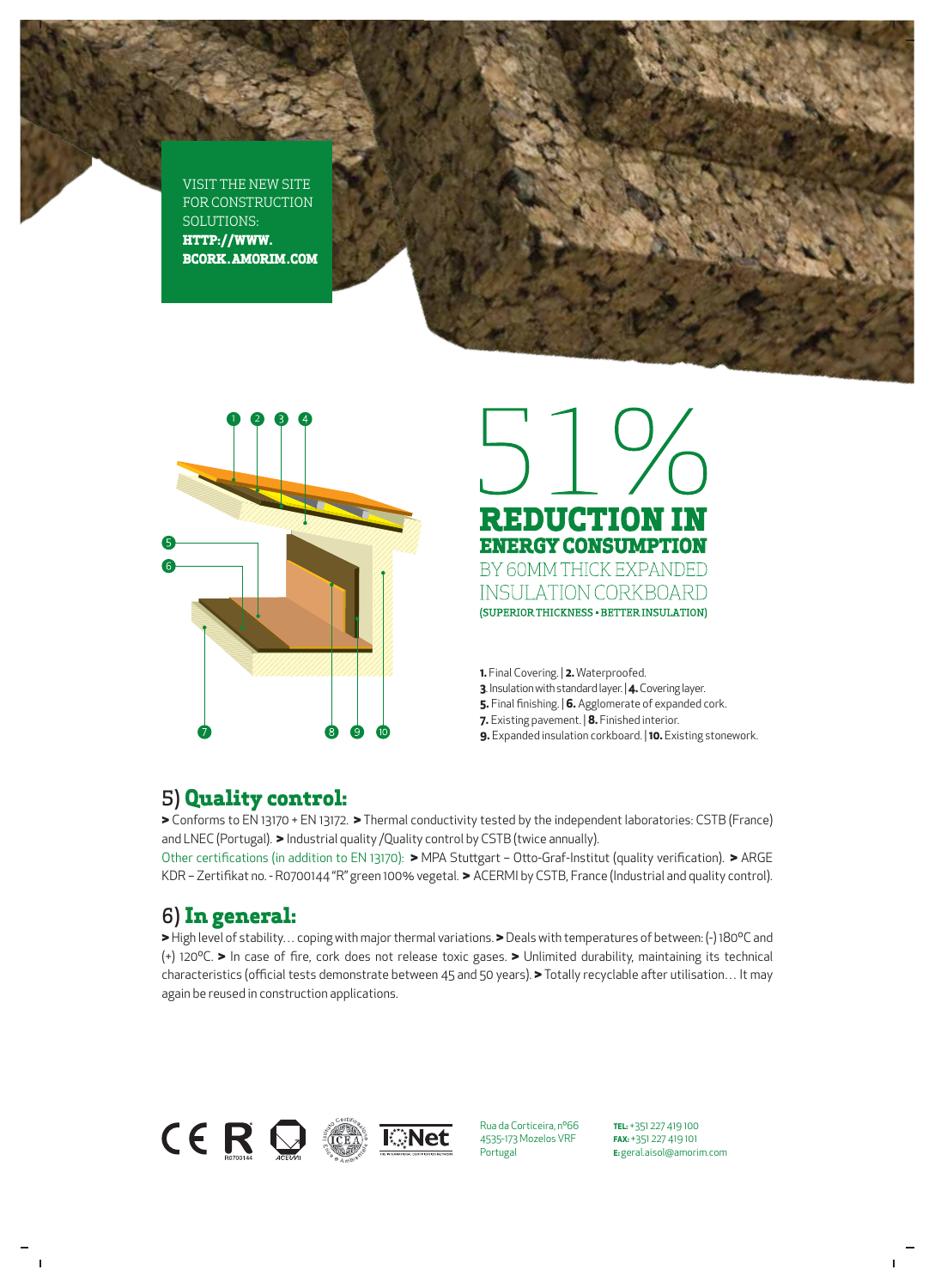VISIT THE NEW SITE FOR CONSTRUCTION SOLUTIONS: **HTTP://WWW.BCORK.AMORIM.COM**

1 2 3 4 5 6 7 8 9 10

# 51%

## REDUCTION IN ENERGY CONSUMPTION

BY 60MM THICK EXPANDED INSULATION CORKBOARD

**(SUPERIOR THICKNESS • BETTER INSULATION)**

**1.** Final Covering. | **2.** Waterproofed.
**3**. Insulation with standard layer. | **4.** Covering layer.
**5.** Final finishing. | **6.** Agglomerate of expanded cork.
**7.** Existing pavement. | **8.** Finished interior.
**9.** Expanded insulation corkboard. | **10.** Existing stonework.

## 5) Quality control:

**>** Conforms to EN 13170 + EN 13172. **>** Thermal conductivity tested by the independent laboratories: CSTB (France) and LNEC (Portugal). **>** Industrial quality /Quality control by CSTB (twice annually).
Other certifications (in addition to EN 13170): **>** MPA Stuttgart – Otto-Graf-Institut (quality verification). **>** ARGE KDR – Zertifikat no. - R0700144 "R" green 100% vegetal. **>** ACERMI by CSTB, France (Industrial and quality control).

## 6) In general:

**>** High level of stability… coping with major thermal variations. **>** Deals with temperatures of between: (-) 180ºC and (+) 120ºC. **>** In case of fire, cork does not release toxic gases. **>** Unlimited durability, maintaining its technical characteristics (official tests demonstrate between 45 and 50 years). **>** Totally recyclable after utilisation… It may again be reused in construction applications.

R0700144 ACERMI

Rua da Corticeira, nº66
4535-173 Mozelos VRF
Portugal

**TEL:** +351 227 419 100
**FAX:** +351 227 419 101
**E:** geral.aisol@amorim.com